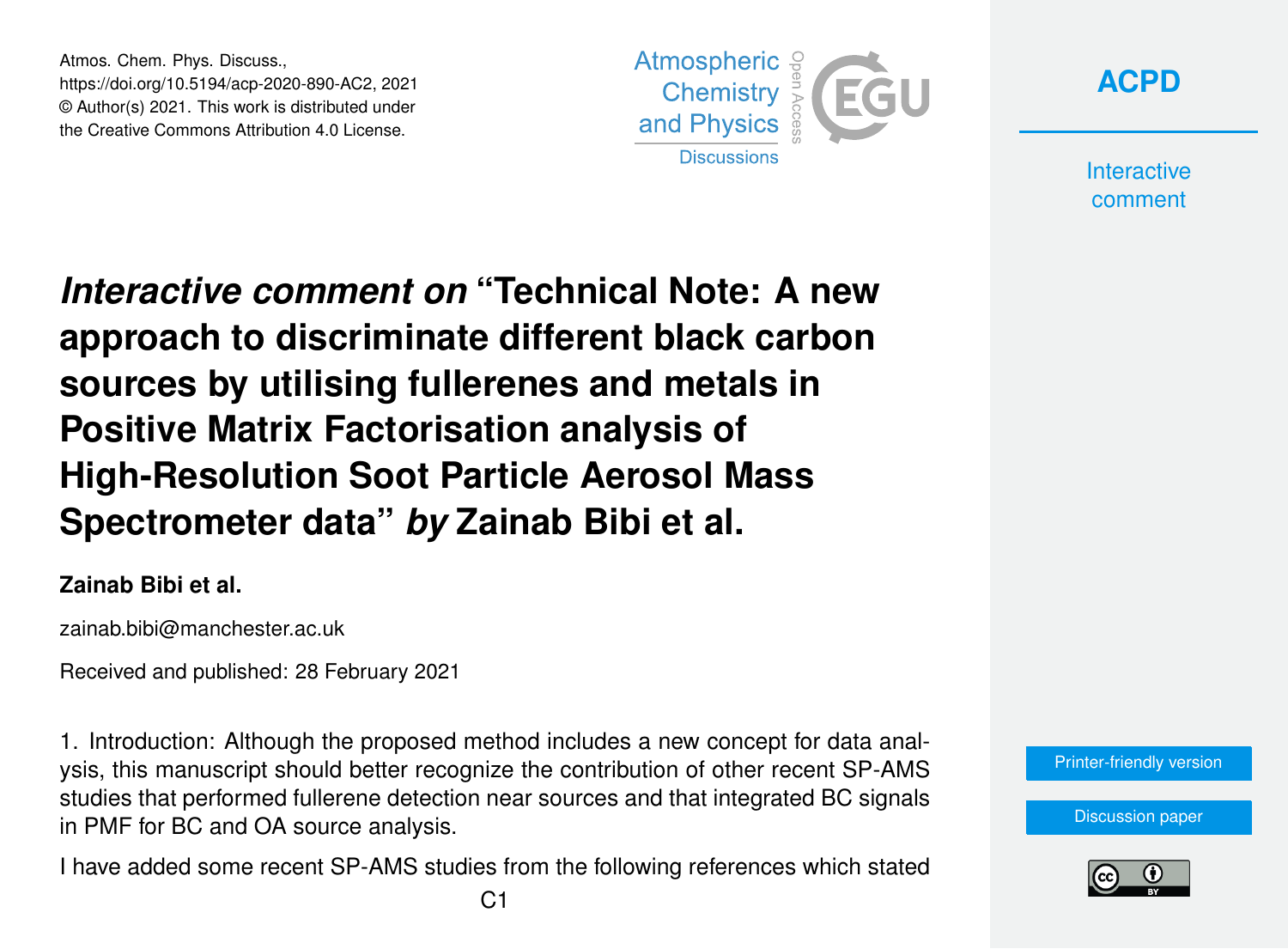Atmos. Chem. Phys. Discuss.,
https://doi.org/10.5194/acp-2020-890-AC2, 2021
© Author(s) 2021. This work is distributed under
the Creative Commons Attribution 4.0 License.

# *Interactive comment on* "Technical Note: A new approach to discriminate different black carbon sources by utilising fullerenes and metals in Positive Matrix Factorisation analysis of High-Resolution Soot Particle Aerosol Mass Spectrometer data" *by* Zainab Bibi et al.

**Zainab Bibi et al.**

zainab.bibi@manchester.ac.uk

Received and published: 28 February 2021

1. Introduction: Although the proposed method includes a new concept for data analysis, this manuscript should better recognize the contribution of other recent SP-AMS studies that performed fullerene detection near sources and that integrated BC signals in PMF for BC and OA source analysis.

I have added some recent SP-AMS studies from the following references which stated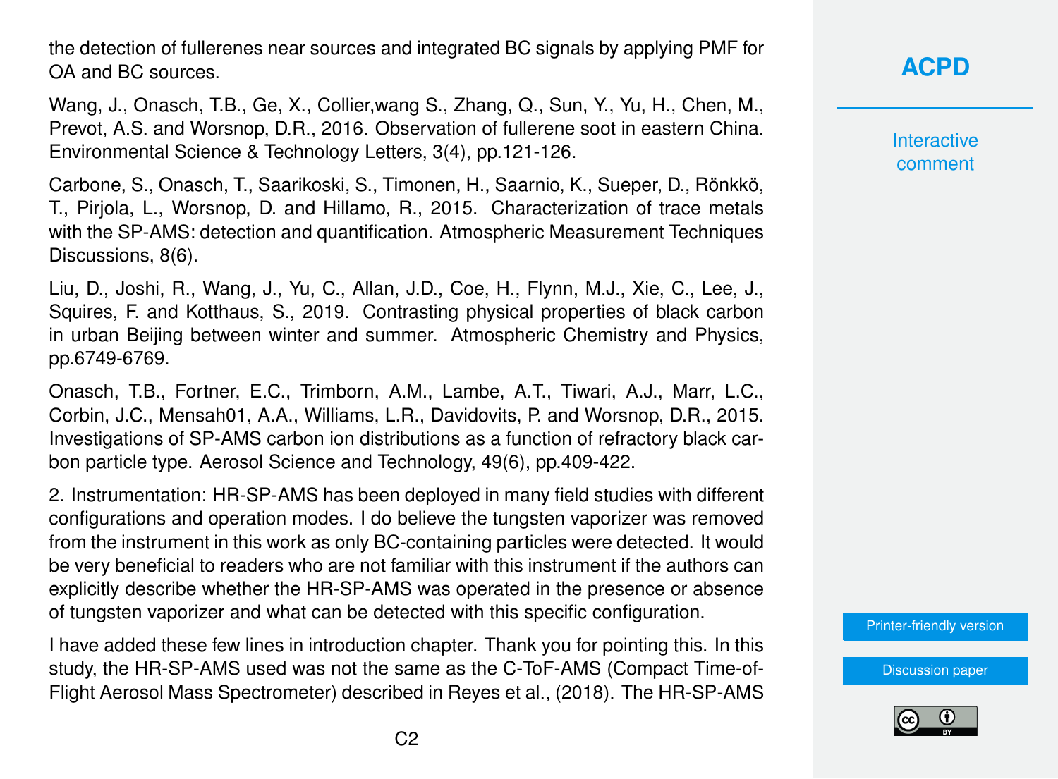the detection of fullerenes near sources and integrated BC signals by applying PMF for OA and BC sources.

Wang, J., Onasch, T.B., Ge, X., Collier,wang S., Zhang, Q., Sun, Y., Yu, H., Chen, M., Prevot, A.S. and Worsnop, D.R., 2016. Observation of fullerene soot in eastern China. Environmental Science & Technology Letters, 3(4), pp.121-126.

Carbone, S., Onasch, T., Saarikoski, S., Timonen, H., Saarnio, K., Sueper, D., Rönkkö, T., Pirjola, L., Worsnop, D. and Hillamo, R., 2015. Characterization of trace metals with the SP-AMS: detection and quantification. Atmospheric Measurement Techniques Discussions, 8(6).

Liu, D., Joshi, R., Wang, J., Yu, C., Allan, J.D., Coe, H., Flynn, M.J., Xie, C., Lee, J., Squires, F. and Kotthaus, S., 2019. Contrasting physical properties of black carbon in urban Beijing between winter and summer. Atmospheric Chemistry and Physics, pp.6749-6769.

Onasch, T.B., Fortner, E.C., Trimborn, A.M., Lambe, A.T., Tiwari, A.J., Marr, L.C., Corbin, J.C., Mensah01, A.A., Williams, L.R., Davidovits, P. and Worsnop, D.R., 2015. Investigations of SP-AMS carbon ion distributions as a function of refractory black carbon particle type. Aerosol Science and Technology, 49(6), pp.409-422.

2. Instrumentation: HR-SP-AMS has been deployed in many field studies with different configurations and operation modes. I do believe the tungsten vaporizer was removed from the instrument in this work as only BC-containing particles were detected. It would be very beneficial to readers who are not familiar with this instrument if the authors can explicitly describe whether the HR-SP-AMS was operated in the presence or absence of tungsten vaporizer and what can be detected with this specific configuration.

I have added these few lines in introduction chapter. Thank you for pointing this. In this study, the HR-SP-AMS used was not the same as the C-ToF-AMS (Compact Time-of-Flight Aerosol Mass Spectrometer) described in Reyes et al., (2018). The HR-SP-AMS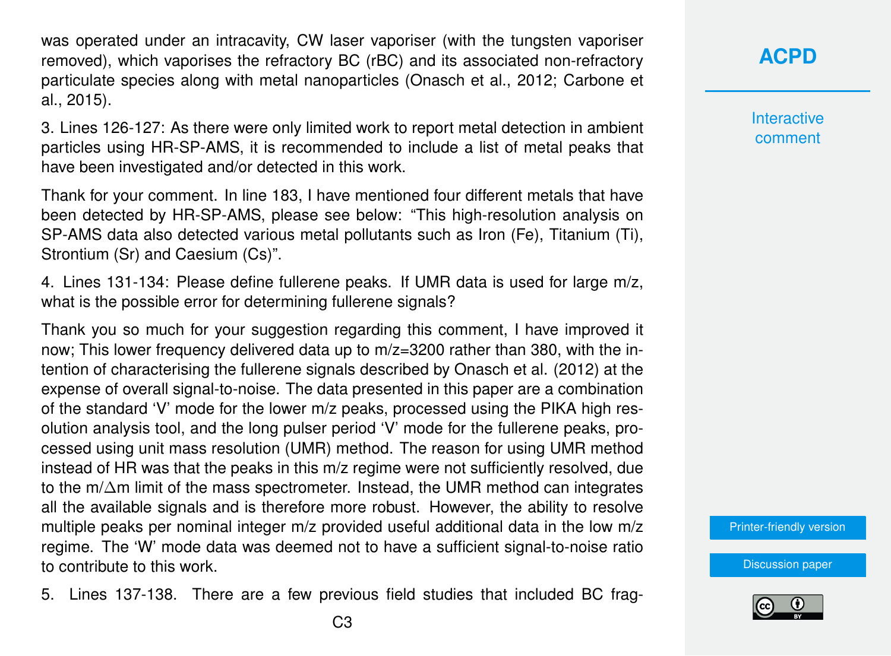was operated under an intracavity, CW laser vaporiser (with the tungsten vaporiser removed), which vaporises the refractory BC (rBC) and its associated non-refractory particulate species along with metal nanoparticles (Onasch et al., 2012; Carbone et al., 2015).

3. Lines 126-127: As there were only limited work to report metal detection in ambient particles using HR-SP-AMS, it is recommended to include a list of metal peaks that have been investigated and/or detected in this work.

Thank for your comment. In line 183, I have mentioned four different metals that have been detected by HR-SP-AMS, please see below: "This high-resolution analysis on SP-AMS data also detected various metal pollutants such as Iron (Fe), Titanium (Ti), Strontium (Sr) and Caesium (Cs)".

4. Lines 131-134: Please define fullerene peaks. If UMR data is used for large m/z, what is the possible error for determining fullerene signals?

Thank you so much for your suggestion regarding this comment, I have improved it now; This lower frequency delivered data up to m/z=3200 rather than 380, with the intention of characterising the fullerene signals described by Onasch et al. (2012) at the expense of overall signal-to-noise. The data presented in this paper are a combination of the standard 'V' mode for the lower m/z peaks, processed using the PIKA high resolution analysis tool, and the long pulser period 'V' mode for the fullerene peaks, processed using unit mass resolution (UMR) method. The reason for using UMR method instead of HR was that the peaks in this m/z regime were not sufficiently resolved, due to the m/Δm limit of the mass spectrometer. Instead, the UMR method can integrates all the available signals and is therefore more robust. However, the ability to resolve multiple peaks per nominal integer m/z provided useful additional data in the low m/z regime. The 'W' mode data was deemed not to have a sufficient signal-to-noise ratio to contribute to this work.

5. Lines 137-138. There are a few previous field studies that included BC frag-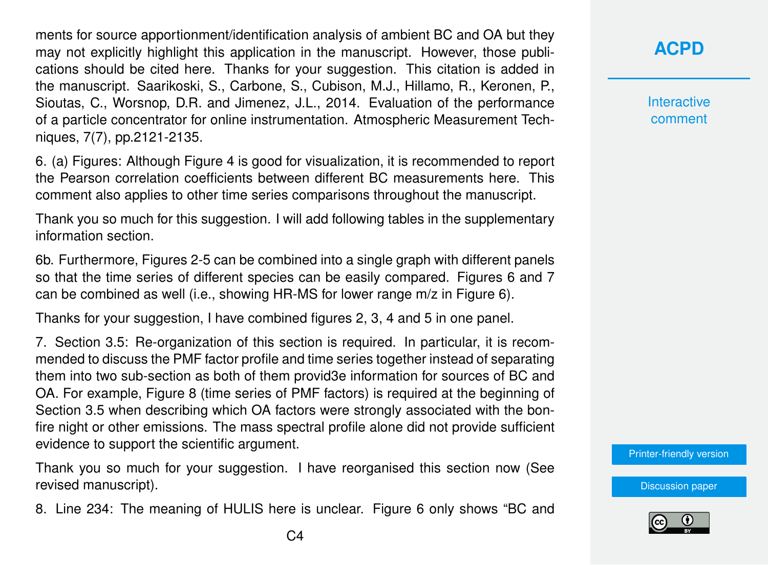ments for source apportionment/identification analysis of ambient BC and OA but they may not explicitly highlight this application in the manuscript. However, those publications should be cited here. Thanks for your suggestion. This citation is added in the manuscript. Saarikoski, S., Carbone, S., Cubison, M.J., Hillamo, R., Keronen, P., Sioutas, C., Worsnop, D.R. and Jimenez, J.L., 2014. Evaluation of the performance of a particle concentrator for online instrumentation. Atmospheric Measurement Techniques, 7(7), pp.2121-2135.

6. (a) Figures: Although Figure 4 is good for visualization, it is recommended to report the Pearson correlation coefficients between different BC measurements here. This comment also applies to other time series comparisons throughout the manuscript.

Thank you so much for this suggestion. I will add following tables in the supplementary information section.

6b. Furthermore, Figures 2-5 can be combined into a single graph with different panels so that the time series of different species can be easily compared. Figures 6 and 7 can be combined as well (i.e., showing HR-MS for lower range m/z in Figure 6).

Thanks for your suggestion, I have combined figures 2, 3, 4 and 5 in one panel.

7. Section 3.5: Re-organization of this section is required. In particular, it is recommended to discuss the PMF factor profile and time series together instead of separating them into two sub-section as both of them provid3e information for sources of BC and OA. For example, Figure 8 (time series of PMF factors) is required at the beginning of Section 3.5 when describing which OA factors were strongly associated with the bonfire night or other emissions. The mass spectral profile alone did not provide sufficient evidence to support the scientific argument.

Thank you so much for your suggestion. I have reorganised this section now (See revised manuscript).

8. Line 234: The meaning of HULIS here is unclear. Figure 6 only shows "BC and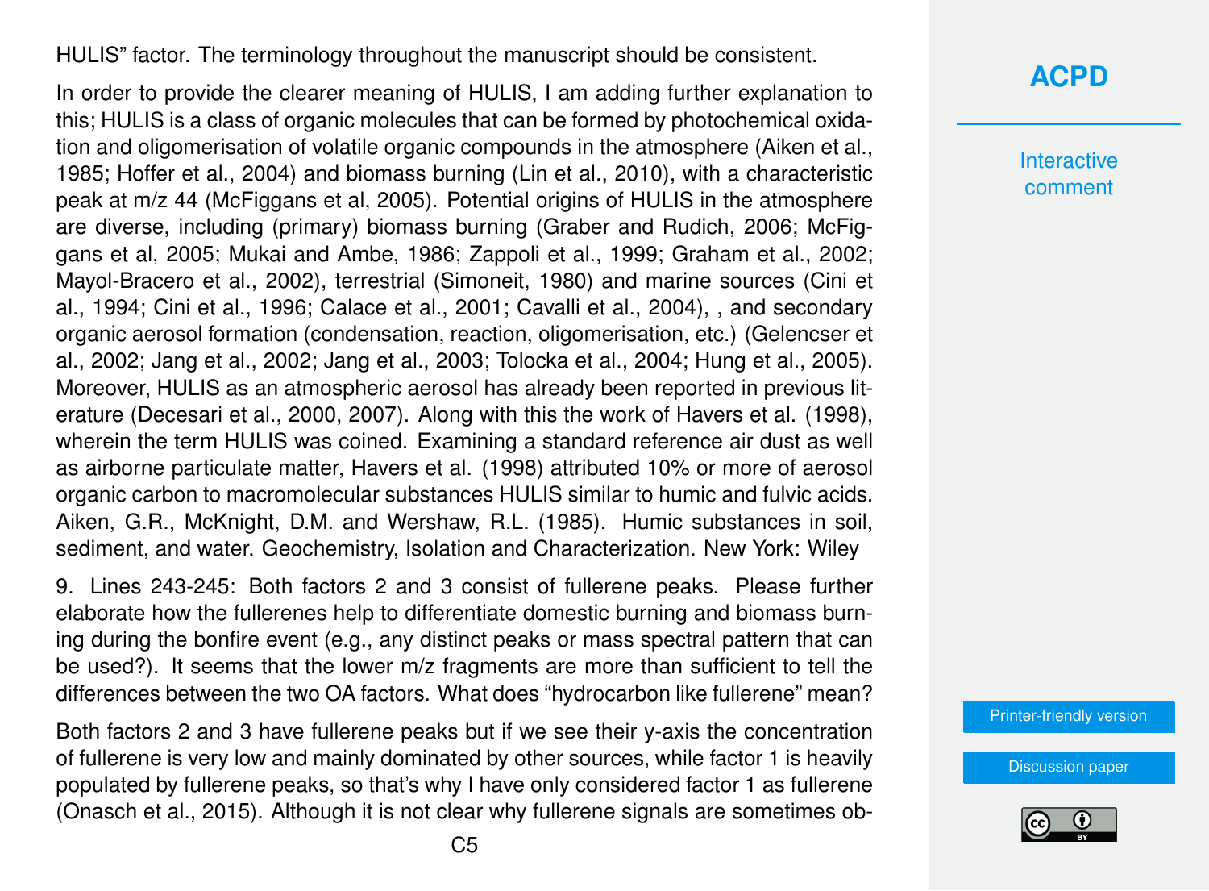HULIS" factor. The terminology throughout the manuscript should be consistent.

In order to provide the clearer meaning of HULIS, I am adding further explanation to this; HULIS is a class of organic molecules that can be formed by photochemical oxidation and oligomerisation of volatile organic compounds in the atmosphere (Aiken et al., 1985; Hoffer et al., 2004) and biomass burning (Lin et al., 2010), with a characteristic peak at m/z 44 (McFiggans et al, 2005). Potential origins of HULIS in the atmosphere are diverse, including (primary) biomass burning (Graber and Rudich, 2006; McFiggans et al, 2005; Mukai and Ambe, 1986; Zappoli et al., 1999; Graham et al., 2002; Mayol-Bracero et al., 2002), terrestrial (Simoneit, 1980) and marine sources (Cini et al., 1994; Cini et al., 1996; Calace et al., 2001; Cavalli et al., 2004), , and secondary organic aerosol formation (condensation, reaction, oligomerisation, etc.) (Gelencser et al., 2002; Jang et al., 2002; Jang et al., 2003; Tolocka et al., 2004; Hung et al., 2005). Moreover, HULIS as an atmospheric aerosol has already been reported in previous literature (Decesari et al., 2000, 2007). Along with this the work of Havers et al. (1998), wherein the term HULIS was coined. Examining a standard reference air dust as well as airborne particulate matter, Havers et al. (1998) attributed 10% or more of aerosol organic carbon to macromolecular substances HULIS similar to humic and fulvic acids. Aiken, G.R., McKnight, D.M. and Wershaw, R.L. (1985). Humic substances in soil, sediment, and water. Geochemistry, Isolation and Characterization. New York: Wiley

9. Lines 243-245: Both factors 2 and 3 consist of fullerene peaks. Please further elaborate how the fullerenes help to differentiate domestic burning and biomass burning during the bonfire event (e.g., any distinct peaks or mass spectral pattern that can be used?). It seems that the lower m/z fragments are more than sufficient to tell the differences between the two OA factors. What does "hydrocarbon like fullerene" mean?

Both factors 2 and 3 have fullerene peaks but if we see their y-axis the concentration of fullerene is very low and mainly dominated by other sources, while factor 1 is heavily populated by fullerene peaks, so that's why I have only considered factor 1 as fullerene (Onasch et al., 2015). Although it is not clear why fullerene signals are sometimes ob-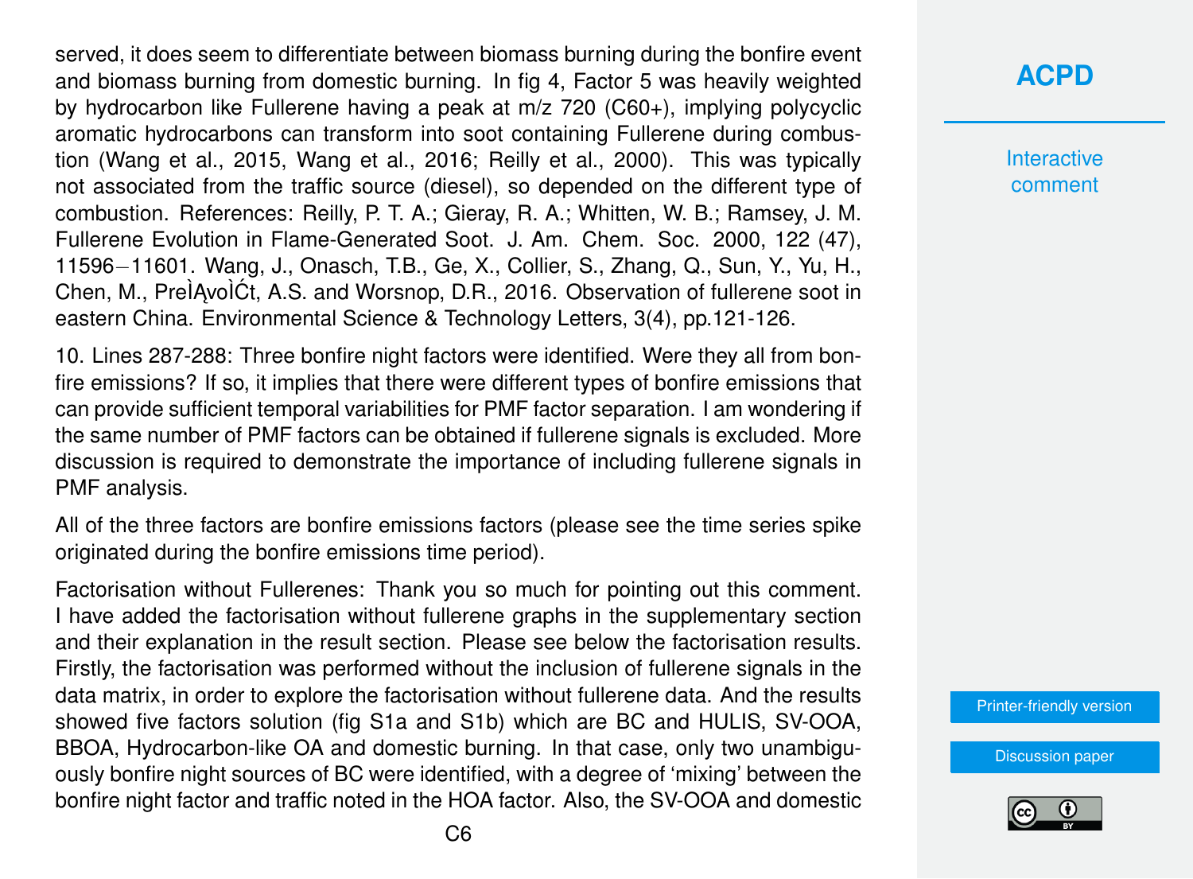served, it does seem to differentiate between biomass burning during the bonfire event and biomass burning from domestic burning. In fig 4, Factor 5 was heavily weighted by hydrocarbon like Fullerene having a peak at m/z 720 ($C60+$), implying polycyclic aromatic hydrocarbons can transform into soot containing Fullerene during combustion (Wang et al., 2015, Wang et al., 2016; Reilly et al., 2000). This was typically not associated from the traffic source (diesel), so depended on the different type of combustion. References: Reilly, P. T. A.; Gieray, R. A.; Whitten, W. B.; Ramsey, J. M. Fullerene Evolution in Flame-Generated Soot. J. Am. Chem. Soc. 2000, 122 (47), 11596−11601. Wang, J., Onasch, T.B., Ge, X., Collier, S., Zhang, Q., Sun, Y., Yu, H., Chen, M., PreÌĄvoÌĆt, A.S. and Worsnop, D.R., 2016. Observation of fullerene soot in eastern China. Environmental Science & Technology Letters, 3(4), pp.121-126.

10. Lines 287-288: Three bonfire night factors were identified. Were they all from bonfire emissions? If so, it implies that there were different types of bonfire emissions that can provide sufficient temporal variabilities for PMF factor separation. I am wondering if the same number of PMF factors can be obtained if fullerene signals is excluded. More discussion is required to demonstrate the importance of including fullerene signals in PMF analysis.

All of the three factors are bonfire emissions factors (please see the time series spike originated during the bonfire emissions time period).

Factorisation without Fullerenes: Thank you so much for pointing out this comment. I have added the factorisation without fullerene graphs in the supplementary section and their explanation in the result section. Please see below the factorisation results. Firstly, the factorisation was performed without the inclusion of fullerene signals in the data matrix, in order to explore the factorisation without fullerene data. And the results showed five factors solution (fig S1a and S1b) which are BC and HULIS, SV-OOA, BBOA, Hydrocarbon-like OA and domestic burning. In that case, only two unambiguously bonfire night sources of BC were identified, with a degree of 'mixing' between the bonfire night factor and traffic noted in the HOA factor. Also, the SV-OOA and domestic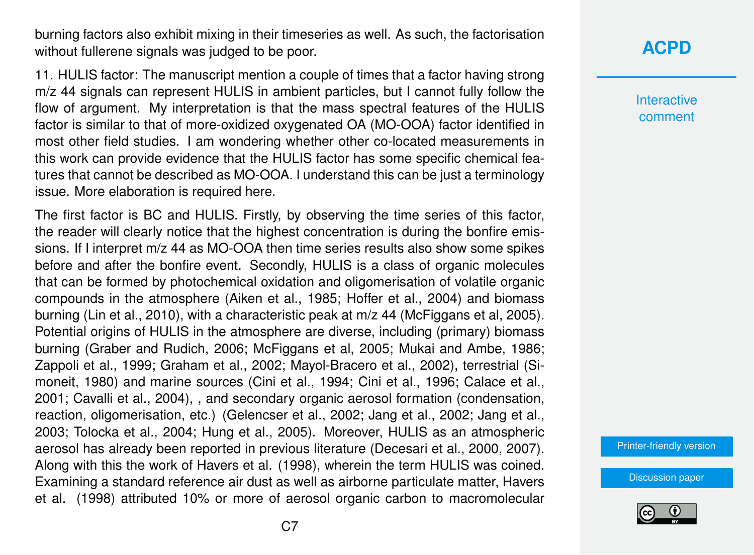burning factors also exhibit mixing in their timeseries as well. As such, the factorisation without fullerene signals was judged to be poor.

11. HULIS factor: The manuscript mention a couple of times that a factor having strong m/z 44 signals can represent HULIS in ambient particles, but I cannot fully follow the flow of argument. My interpretation is that the mass spectral features of the HULIS factor is similar to that of more-oxidized oxygenated OA (MO-OOA) factor identified in most other field studies. I am wondering whether other co-located measurements in this work can provide evidence that the HULIS factor has some specific chemical features that cannot be described as MO-OOA. I understand this can be just a terminology issue. More elaboration is required here.

The first factor is BC and HULIS. Firstly, by observing the time series of this factor, the reader will clearly notice that the highest concentration is during the bonfire emissions. If I interpret m/z 44 as MO-OOA then time series results also show some spikes before and after the bonfire event. Secondly, HULIS is a class of organic molecules that can be formed by photochemical oxidation and oligomerisation of volatile organic compounds in the atmosphere (Aiken et al., 1985; Hoffer et al., 2004) and biomass burning (Lin et al., 2010), with a characteristic peak at m/z 44 (McFiggans et al, 2005). Potential origins of HULIS in the atmosphere are diverse, including (primary) biomass burning (Graber and Rudich, 2006; McFiggans et al, 2005; Mukai and Ambe, 1986; Zappoli et al., 1999; Graham et al., 2002; Mayol-Bracero et al., 2002), terrestrial (Simoneit, 1980) and marine sources (Cini et al., 1994; Cini et al., 1996; Calace et al., 2001; Cavalli et al., 2004), , and secondary organic aerosol formation (condensation, reaction, oligomerisation, etc.) (Gelencser et al., 2002; Jang et al., 2002; Jang et al., 2003; Tolocka et al., 2004; Hung et al., 2005). Moreover, HULIS as an atmospheric aerosol has already been reported in previous literature (Decesari et al., 2000, 2007). Along with this the work of Havers et al. (1998), wherein the term HULIS was coined. Examining a standard reference air dust as well as airborne particulate matter, Havers et al. (1998) attributed 10% or more of aerosol organic carbon to macromolecular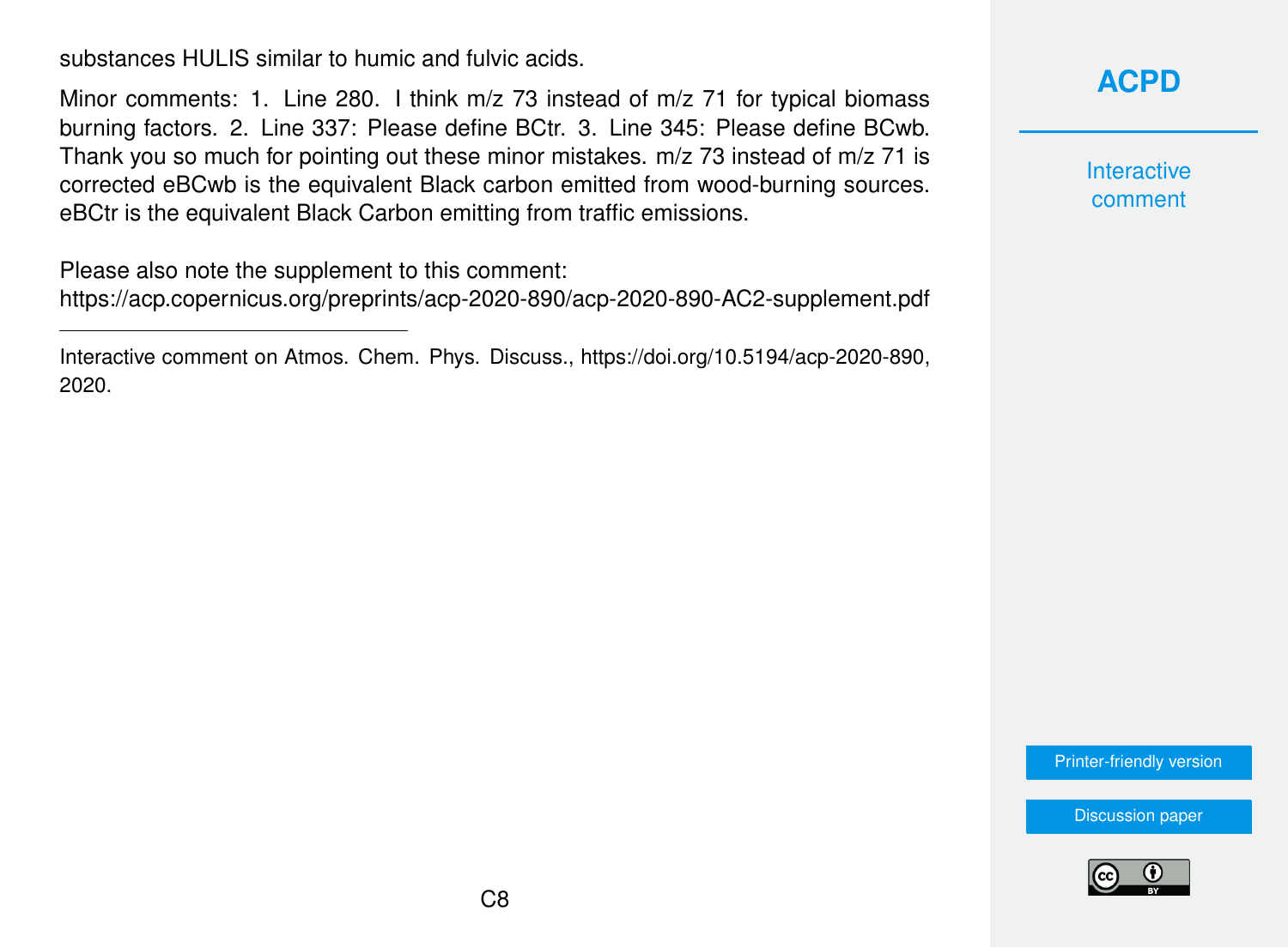substances HULIS similar to humic and fulvic acids.

Minor comments: 1. Line 280. I think m/z 73 instead of m/z 71 for typical biomass burning factors. 2. Line 337: Please define BCtr. 3. Line 345: Please define BCwb. Thank you so much for pointing out these minor mistakes. m/z 73 instead of m/z 71 is corrected eBCwb is the equivalent Black carbon emitted from wood-burning sources. eBCtr is the equivalent Black Carbon emitting from traffic emissions.

Please also note the supplement to this comment:
https://acp.copernicus.org/preprints/acp-2020-890/acp-2020-890-AC2-supplement.pdf

---

Interactive comment on Atmos. Chem. Phys. Discuss., https://doi.org/10.5194/acp-2020-890, 2020.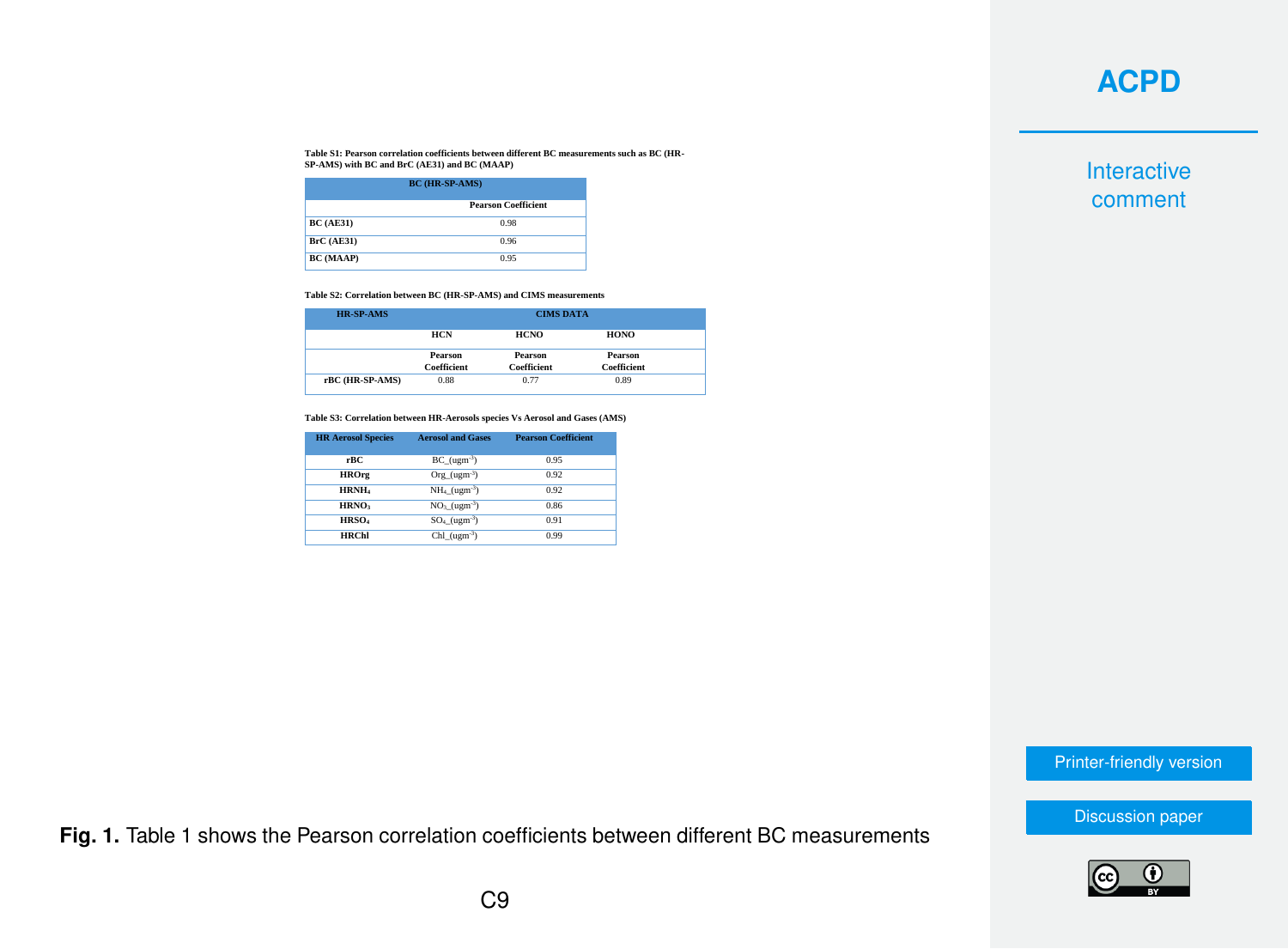**Table S1: Pearson correlation coefficients between different BC measurements such as BC (HR-SP-AMS) with BC and BrC (AE31) and BC (MAAP)**

| | BC (HR-SP-AMS) |
|---|---|
| | Pearson Coefficient |
| BC (AE31) | 0.98 |
| BrC (AE31) | 0.96 |
| BC (MAAP) | 0.95 |

**Table S2: Correlation between BC (HR-SP-AMS) and CIMS measurements**

| HR-SP-AMS | CIMS DATA | | |
|---|---|---|---|
| | HCN | HCNO | HONO |
| | Pearson Coefficient | Pearson Coefficient | Pearson Coefficient |
| rBC (HR-SP-AMS) | 0.88 | 0.77 | 0.89 |

**Table S3: Correlation between HR-Aerosols species Vs Aerosol and Gases (AMS)**

| HR Aerosol Species | Aerosol and Gases | Pearson Coefficient |
|---|---|---|
| rBC | BC_(ugm$^{-3}$) | 0.95 |
| HROrg | Org_(ugm$^{-3}$) | 0.92 |
| $HRNH_4$ | $NH_4$_(ugm$^{-3}$) | 0.92 |
| $HRNO_3$ | $NO_3$_(ugm$^{-3}$) | 0.86 |
| $HRSO_4$ | $SO_4$_(ugm$^{-3}$) | 0.91 |
| HRChl | Chl_(ugm$^{-3}$) | 0.99 |

**Fig. 1.** Table 1 shows the Pearson correlation coefficients between different BC measurements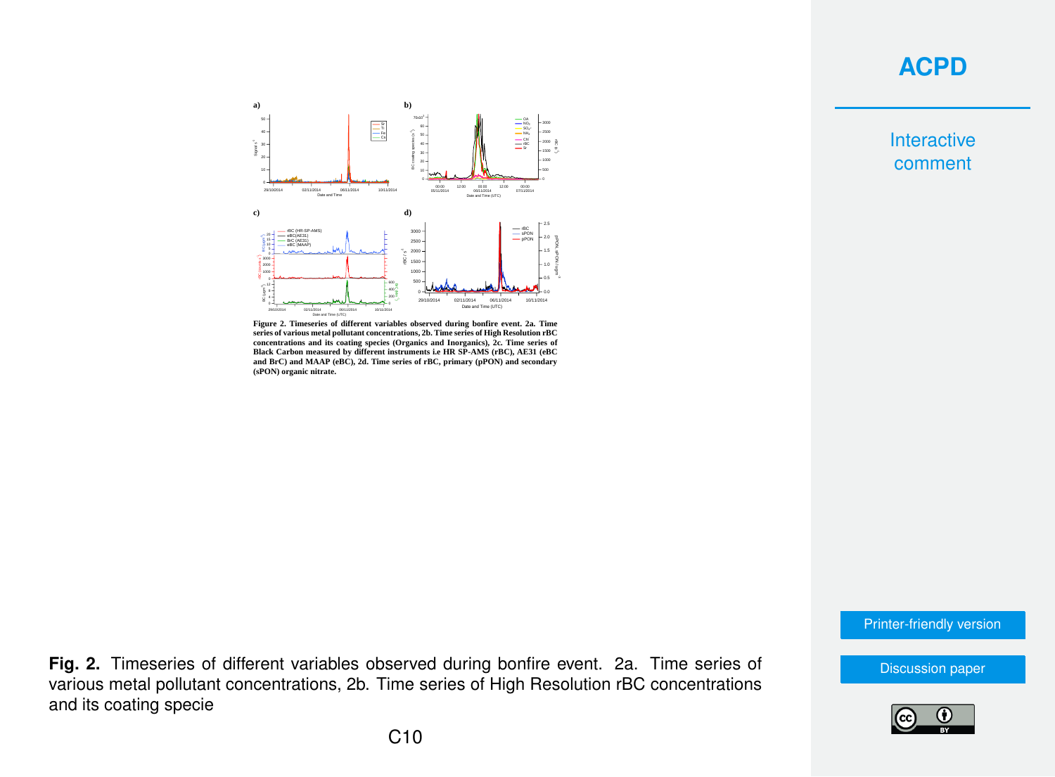**Fig. 2.** Timeseries of different variables observed during bonfire event. 2a. Time series of various metal pollutant concentrations, 2b. Time series of High Resolution rBC concentrations and its coating specie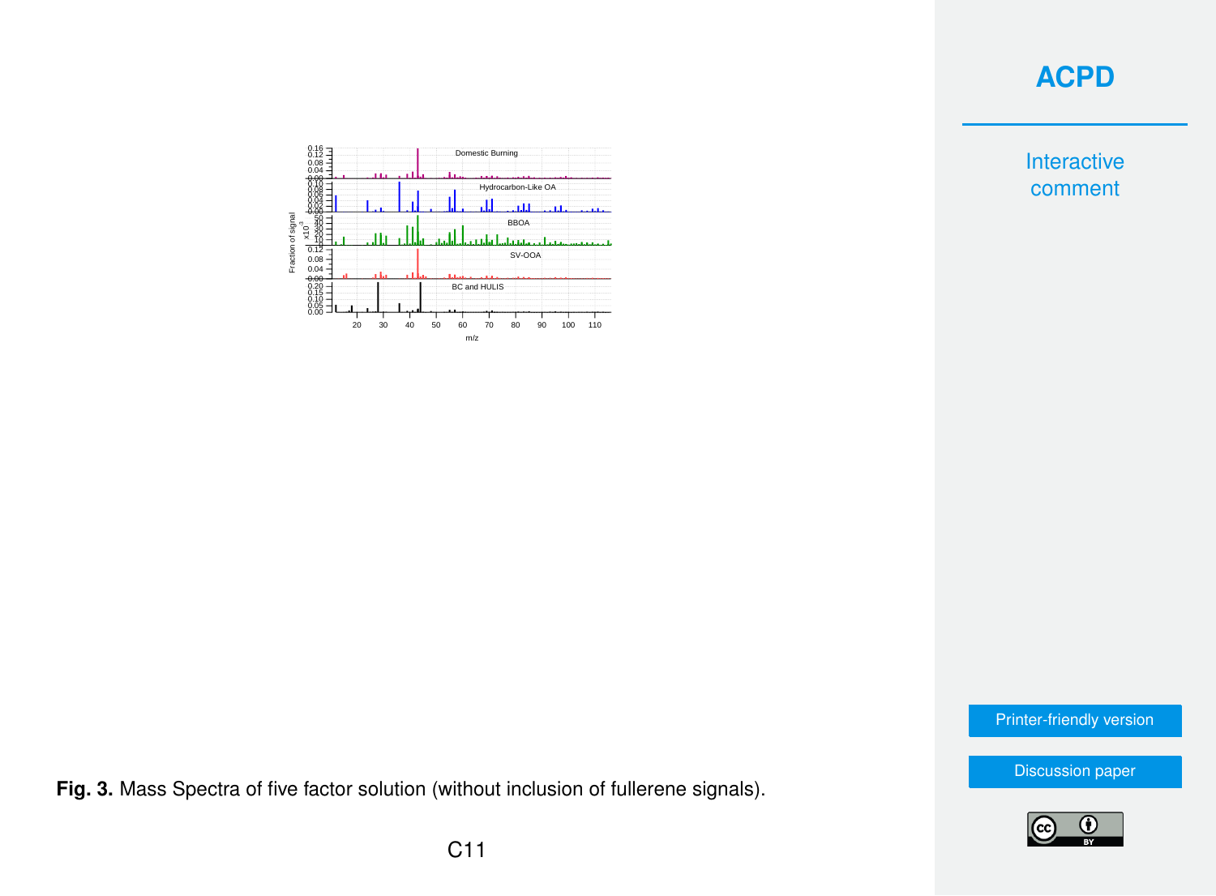**Fig. 3.** Mass Spectra of five factor solution (without inclusion of fullerene signals).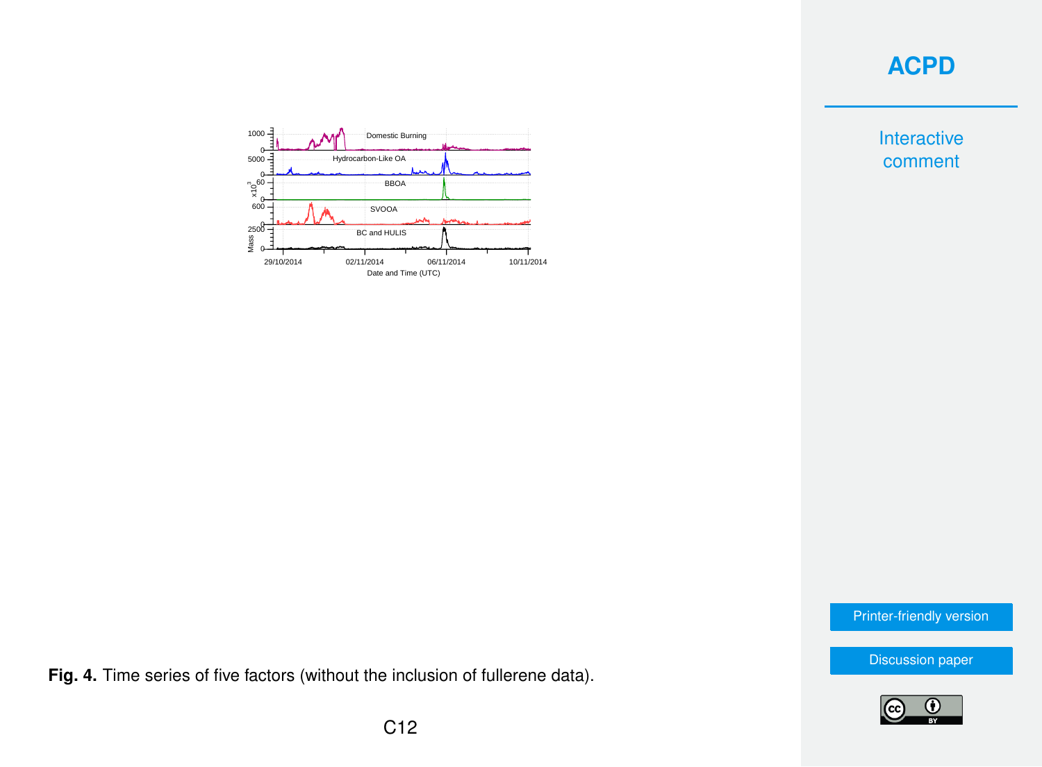1000
0
Domestic Burning
5000
0
Hydrocarbon-Like OA
x10^3 60
0
BBOA
600
0
SVOOA
2500
0
BC and HULIS
Mass
29/10/2014
02/11/2014
06/11/2014
10/11/2014
Date and Time (UTC)

**Fig. 4.** Time series of five factors (without the inclusion of fullerene data).